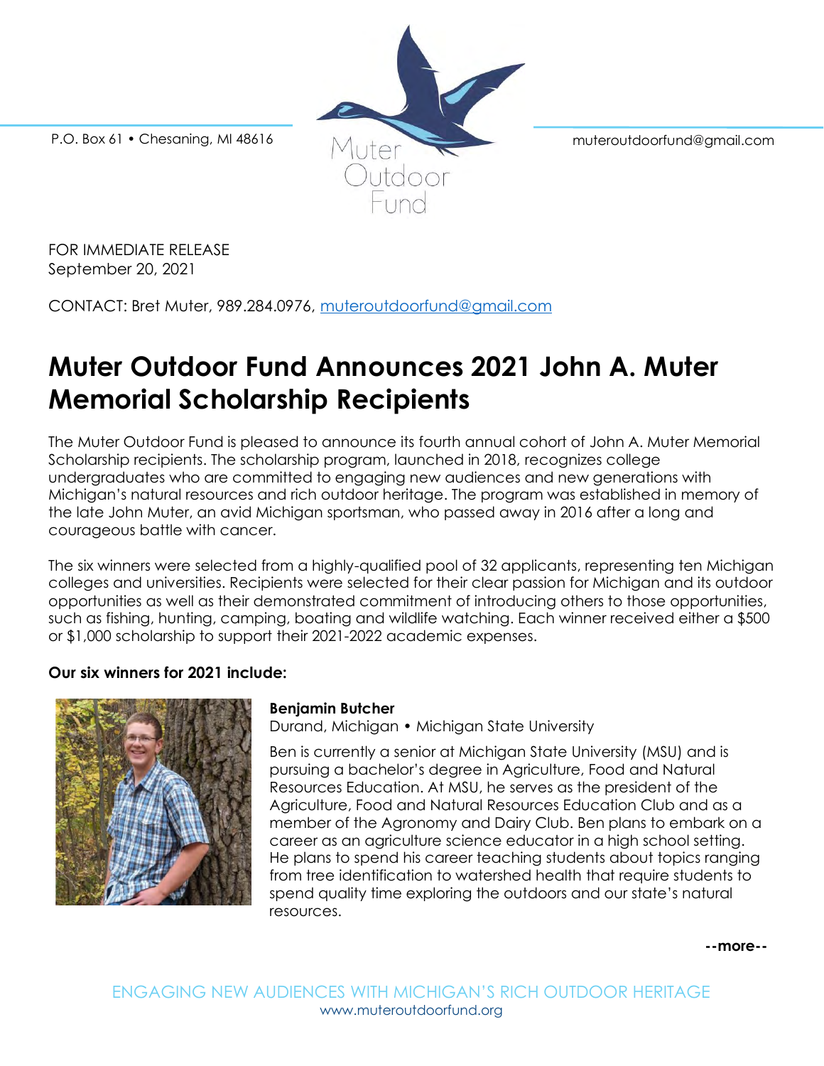P.O. Box 61 • Chesaning, MI 48616

Muter Outdoor Fund

muteroutdoorfund@gmail.com

FOR IMMEDIATE RELEASE
September 20, 2021

CONTACT: Bret Muter, 989.284.0976, muteroutdoorfund@gmail.com

# Muter Outdoor Fund Announces 2021 John A. Muter Memorial Scholarship Recipients

The Muter Outdoor Fund is pleased to announce its fourth annual cohort of John A. Muter Memorial Scholarship recipients. The scholarship program, launched in 2018, recognizes college undergraduates who are committed to engaging new audiences and new generations with Michigan's natural resources and rich outdoor heritage. The program was established in memory of the late John Muter, an avid Michigan sportsman, who passed away in 2016 after a long and courageous battle with cancer.

The six winners were selected from a highly-qualified pool of 32 applicants, representing ten Michigan colleges and universities. Recipients were selected for their clear passion for Michigan and its outdoor opportunities as well as their demonstrated commitment of introducing others to those opportunities, such as fishing, hunting, camping, boating and wildlife watching. Each winner received either a $500 or $1,000 scholarship to support their 2021-2022 academic expenses.

**Our six winners for 2021 include:**

**Benjamin Butcher**
Durand, Michigan • Michigan State University

Ben is currently a senior at Michigan State University (MSU) and is pursuing a bachelor's degree in Agriculture, Food and Natural Resources Education. At MSU, he serves as the president of the Agriculture, Food and Natural Resources Education Club and as a member of the Agronomy and Dairy Club. Ben plans to embark on a career as an agriculture science educator in a high school setting. He plans to spend his career teaching students about topics ranging from tree identification to watershed health that require students to spend quality time exploring the outdoors and our state's natural resources.

**--more--**

ENGAGING NEW AUDIENCES WITH MICHIGAN'S RICH OUTDOOR HERITAGE
www.muteroutdoorfund.org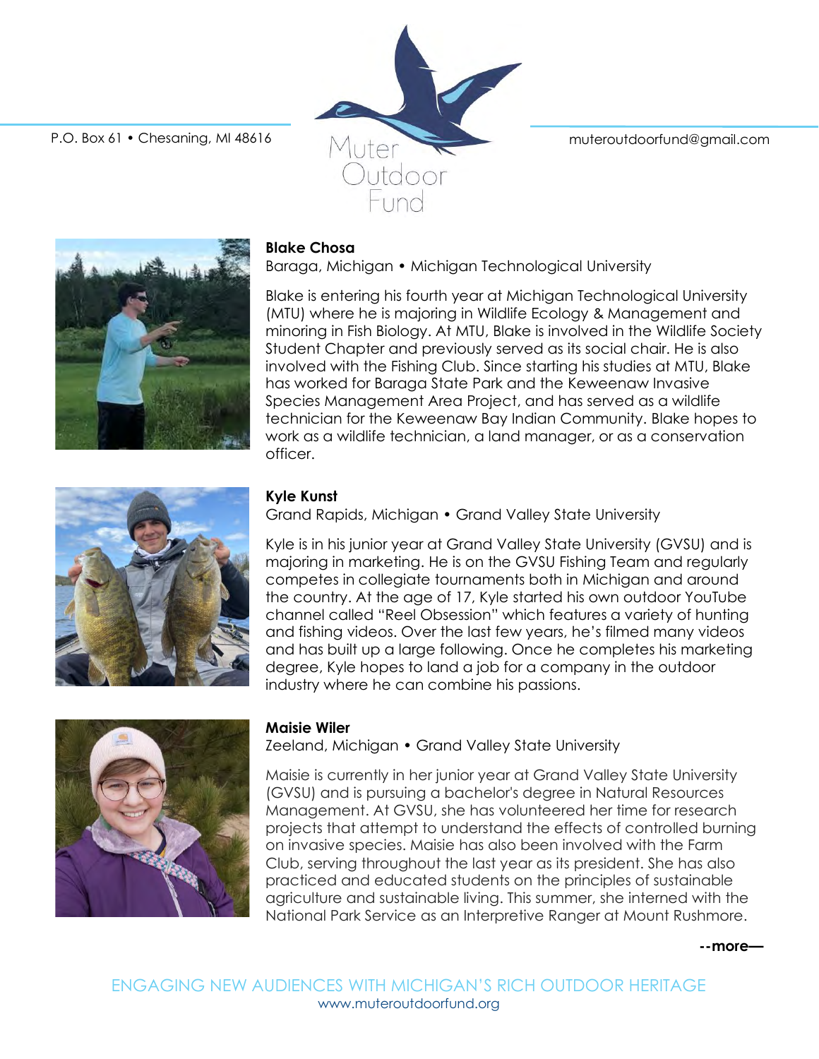P.O. Box 61 • Chesaning, MI 48616

Muter Outdoor Fund

muteroutdoorfund@gmail.com

**Blake Chosa**
Baraga, Michigan • Michigan Technological University

Blake is entering his fourth year at Michigan Technological University (MTU) where he is majoring in Wildlife Ecology & Management and minoring in Fish Biology. At MTU, Blake is involved in the Wildlife Society Student Chapter and previously served as its social chair. He is also involved with the Fishing Club. Since starting his studies at MTU, Blake has worked for Baraga State Park and the Keweenaw Invasive Species Management Area Project, and has served as a wildlife technician for the Keweenaw Bay Indian Community. Blake hopes to work as a wildlife technician, a land manager, or as a conservation officer.

**Kyle Kunst**
Grand Rapids, Michigan • Grand Valley State University

Kyle is in his junior year at Grand Valley State University (GVSU) and is majoring in marketing. He is on the GVSU Fishing Team and regularly competes in collegiate tournaments both in Michigan and around the country. At the age of 17, Kyle started his own outdoor YouTube channel called "Reel Obsession" which features a variety of hunting and fishing videos. Over the last few years, he's filmed many videos and has built up a large following. Once he completes his marketing degree, Kyle hopes to land a job for a company in the outdoor industry where he can combine his passions.

**Maisie Wiler**
Zeeland, Michigan • Grand Valley State University

Maisie is currently in her junior year at Grand Valley State University (GVSU) and is pursuing a bachelor's degree in Natural Resources Management. At GVSU, she has volunteered her time for research projects that attempt to understand the effects of controlled burning on invasive species. Maisie has also been involved with the Farm Club, serving throughout the last year as its president. She has also practiced and educated students on the principles of sustainable agriculture and sustainable living. This summer, she interned with the National Park Service as an Interpretive Ranger at Mount Rushmore.

**--more—**

ENGAGING NEW AUDIENCES WITH MICHIGAN'S RICH OUTDOOR HERITAGE
www.muteroutdoorfund.org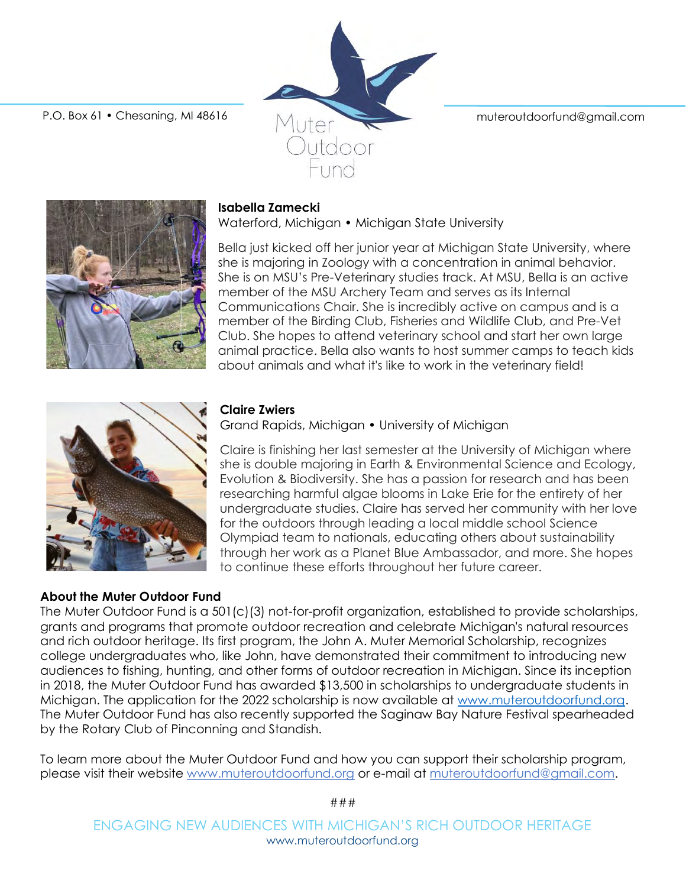P.O. Box 61 • Chesaning, MI 48616

Muter Outdoor Fund

muteroutdoorfund@gmail.com

**Isabella Zamecki**
Waterford, Michigan • Michigan State University

Bella just kicked off her junior year at Michigan State University, where she is majoring in Zoology with a concentration in animal behavior. She is on MSU's Pre-Veterinary studies track. At MSU, Bella is an active member of the MSU Archery Team and serves as its Internal Communications Chair. She is incredibly active on campus and is a member of the Birding Club, Fisheries and Wildlife Club, and Pre-Vet Club. She hopes to attend veterinary school and start her own large animal practice. Bella also wants to host summer camps to teach kids about animals and what it's like to work in the veterinary field!

**Claire Zwiers**
Grand Rapids, Michigan • University of Michigan

Claire is finishing her last semester at the University of Michigan where she is double majoring in Earth & Environmental Science and Ecology, Evolution & Biodiversity. She has a passion for research and has been researching harmful algae blooms in Lake Erie for the entirety of her undergraduate studies. Claire has served her community with her love for the outdoors through leading a local middle school Science Olympiad team to nationals, educating others about sustainability through her work as a Planet Blue Ambassador, and more. She hopes to continue these efforts throughout her future career.

**About the Muter Outdoor Fund**
The Muter Outdoor Fund is a 501(c)(3) not-for-profit organization, established to provide scholarships, grants and programs that promote outdoor recreation and celebrate Michigan's natural resources and rich outdoor heritage. Its first program, the John A. Muter Memorial Scholarship, recognizes college undergraduates who, like John, have demonstrated their commitment to introducing new audiences to fishing, hunting, and other forms of outdoor recreation in Michigan. Since its inception in 2018, the Muter Outdoor Fund has awarded $13,500 in scholarships to undergraduate students in Michigan. The application for the 2022 scholarship is now available at [www.muteroutdoorfund.org](http://www.muteroutdoorfund.org). The Muter Outdoor Fund has also recently supported the Saginaw Bay Nature Festival spearheaded by the Rotary Club of Pinconning and Standish.

To learn more about the Muter Outdoor Fund and how you can support their scholarship program, please visit their website [www.muteroutdoorfund.org](http://www.muteroutdoorfund.org) or e-mail at [muteroutdoorfund@gmail.com](mailto:muteroutdoorfund@gmail.com).

###

ENGAGING NEW AUDIENCES WITH MICHIGAN'S RICH OUTDOOR HERITAGE
www.muteroutdoorfund.org